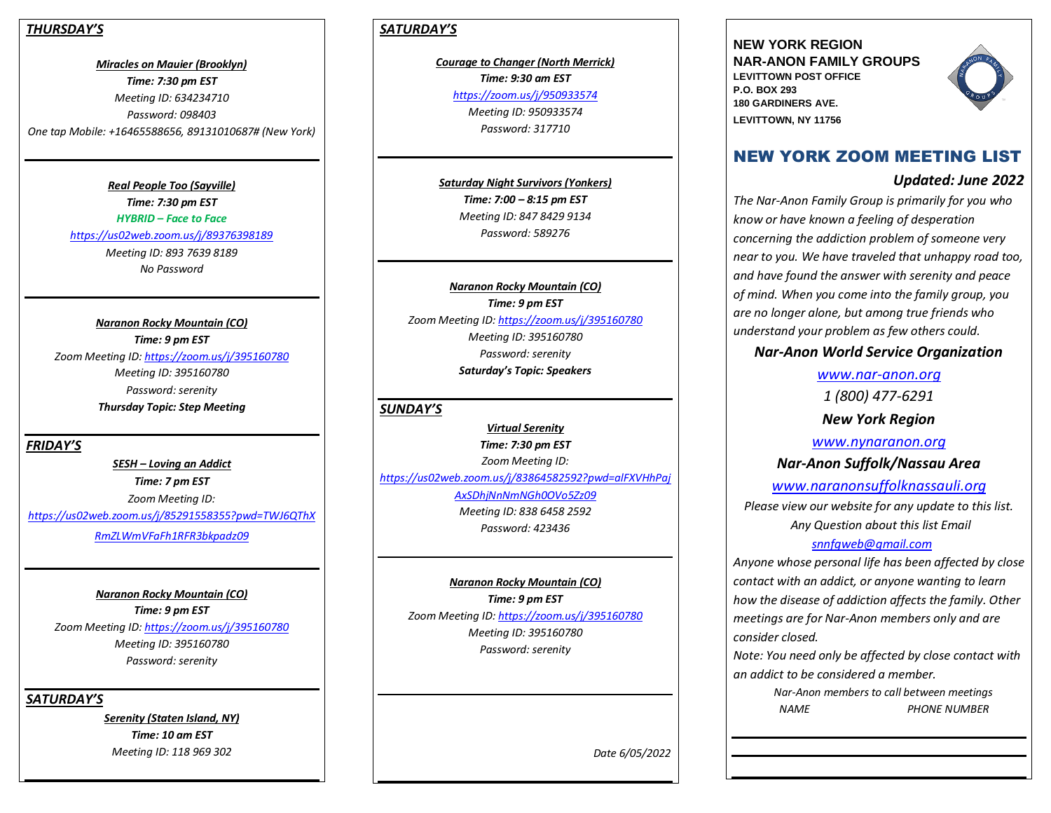## *THURSDAY'S*

***Miracles on Mauier (Brooklyn)***

***Time: 7:30 pm EST***

*Meeting ID: 634234710*

*Password: 098403*

*One tap Mobile: +16465588656, 89131010687# (New York)*

---

***Real People Too (Sayville)***

***Time: 7:30 pm EST***

***HYBRID – Face to Face***

*https://us02web.zoom.us/j/89376398189*

*Meeting ID: 893 7639 8189*

*No Password*

---

***Naranon Rocky Mountain (CO)***

***Time: 9 pm EST***

*Zoom Meeting ID: https://zoom.us/j/395160780*

*Meeting ID: 395160780*

*Password: serenity*

***Thursday Topic: Step Meeting***

---

## *FRIDAY'S*

***SESH – Loving an Addict***

***Time: 7 pm EST***

*Zoom Meeting ID:*

*https://us02web.zoom.us/j/85291558355?pwd=TWJ6QThXRmZLWmVFaFh1RFR3bkpadz09*

---

***Naranon Rocky Mountain (CO)***

***Time: 9 pm EST***

*Zoom Meeting ID: https://zoom.us/j/395160780*

*Meeting ID: 395160780*

*Password: serenity*

---

## *SATURDAY'S*

***Serenity (Staten Island, NY)***

***Time: 10 am EST***

*Meeting ID: 118 969 302*

---

## *SATURDAY'S*

***Courage to Changer (North Merrick)***

***Time: 9:30 am EST***

*https://zoom.us/j/950933574*

*Meeting ID: 950933574*

*Password: 317710*

---

***Saturday Night Survivors (Yonkers)***

***Time: 7:00 – 8:15 pm EST***

*Meeting ID: 847 8429 9134*

*Password: 589276*

---

***Naranon Rocky Mountain (CO)***

***Time: 9 pm EST***

*Zoom Meeting ID: https://zoom.us/j/395160780*

*Meeting ID: 395160780*

*Password: serenity*

***Saturday's Topic: Speakers***

---

## *SUNDAY'S*

***Virtual Serenity***

***Time: 7:30 pm EST***

*Zoom Meeting ID:*

*https://us02web.zoom.us/j/83864582592?pwd=alFXVHhPajAxSDhjNnNmNGh0OVo5Zz09*

*Meeting ID: 838 6458 2592*

*Password: 423436*

---

***Naranon Rocky Mountain (CO)***

***Time: 9 pm EST***

*Zoom Meeting ID: https://zoom.us/j/395160780*

*Meeting ID: 395160780*

*Password: serenity*

---

*Date 6/05/2022*

---

**NEW YORK REGION**
**NAR-ANON FAMILY GROUPS**
**LEVITTOWN POST OFFICE**
**P.O. BOX 293**
**180 GARDINERS AVE.**
**LEVITTOWN, NY 11756**

# NEW YORK ZOOM MEETING LIST

### *Updated: June 2022*

*The Nar-Anon Family Group is primarily for you who know or have known a feeling of desperation concerning the addiction problem of someone very near to you. We have traveled that unhappy road too, and have found the answer with serenity and peace of mind. When you come into the family group, you are no longer alone, but among true friends who understand your problem as few others could.*

***Nar-Anon World Service Organization***

*www.nar-anon.org*

*1 (800) 477-6291*

***New York Region***

*www.nynaranon.org*

***Nar-Anon Suffolk/Nassau Area***

*www.naranonsuffolknassauli.org*

*Please view our website for any update to this list.*
*Any Question about this list Email*
*snnfgweb@gmail.com*

*Anyone whose personal life has been affected by close contact with an addict, or anyone wanting to learn how the disease of addiction affects the family. Other meetings are for Nar-Anon members only and are consider closed.*

*Note: You need only be affected by close contact with an addict to be considered a member.*

*Nar-Anon members to call between meetings*

| *NAME* | *PHONE NUMBER* |
|---|---|
| | |
| | |
| | |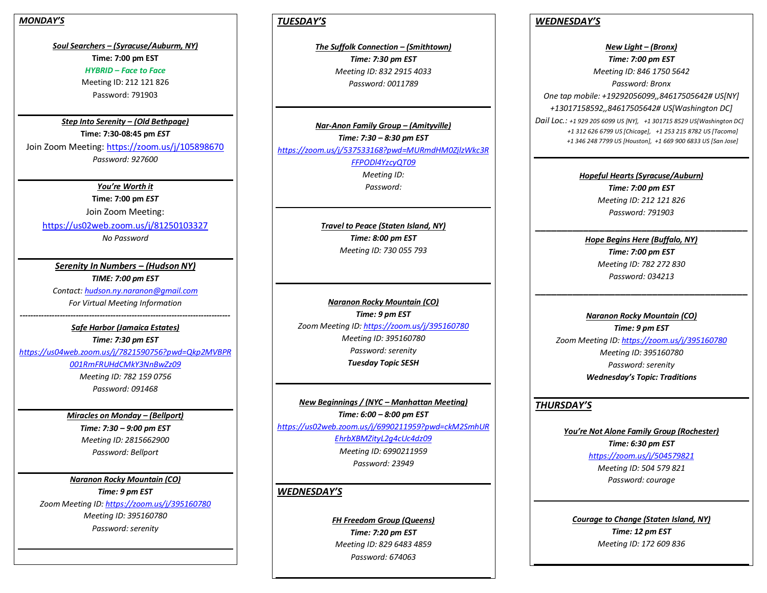## MONDAY'S

***Soul Searchers – (Syracuse/Auburn, NY)***

**Time: 7:00 pm EST**

***HYBRID – Face to Face***

Meeting ID: 212 121 826

Password: 791903

---

***Step Into Serenity – (Old Bethpage)***

**Time: 7:30-08:45 pm *EST***

Join Zoom Meeting: https://zoom.us/j/105898670

*Password: 927600*

---

***You're Worth it***

**Time: 7:00 pm *EST***

Join Zoom Meeting:

https://us02web.zoom.us/j/81250103327

*No Password*

---

***Serenity In Numbers – (Hudson NY)***

***TIME: 7:00 pm EST***

*Contact: hudson.ny.naranon@gmail.com*

*For Virtual Meeting Information*

---

***Safe Harbor (Jamaica Estates)***

***Time: 7:30 pm EST***

*https://us04web.zoom.us/j/7821590756?pwd=Qkp2MVBPR001RmFRUHdCMkY3NnBwZz09*

*Meeting ID: 782 159 0756*

*Password: 091468*

---

***Miracles on Monday – (Bellport)***

***Time: 7:30 – 9:00 pm EST***

*Meeting ID: 2815662900*

*Password: Bellport*

---

***Naranon Rocky Mountain (CO)***

***Time: 9 pm EST***

*Zoom Meeting ID: https://zoom.us/j/395160780*

*Meeting ID: 395160780*

*Password: serenity*

---

## TUESDAY'S

***The Suffolk Connection – (Smithtown)***

***Time: 7:30 pm EST***

*Meeting ID: 832 2915 4033*

*Password: 0011789*

---

***Nar-Anon Family Group – (Amityville)***

***Time: 7:30 – 8:30 pm EST***

*https://zoom.us/j/537533168?pwd=MURmdHM0ZjlzWkc3RFFPODl4YzcyQT09*

*Meeting ID:*

*Password:*

---

***Travel to Peace (Staten Island, NY)***

***Time: 8:00 pm EST***

*Meeting ID: 730 055 793*

---

***Naranon Rocky Mountain (CO)***

***Time: 9 pm EST***

*Zoom Meeting ID: https://zoom.us/j/395160780*

*Meeting ID: 395160780*

*Password: serenity*

***Tuesday Topic SESH***

---

***New Beginnings / (NYC – Manhattan Meeting)***

***Time: 6:00 – 8:00 pm EST***

*https://us02web.zoom.us/j/6990211959?pwd=ckM2SmhUREhrbXBMZityL2g4cUc4dz09*

*Meeting ID: 6990211959*

*Password: 23949*

---

## WEDNESDAY'S

***FH Freedom Group (Queens)***

***Time: 7:20 pm EST***

*Meeting ID: 829 6483 4859*

*Password: 674063*

---

## WEDNESDAY'S

***New Light – (Bronx)***

***Time: 7:00 pm EST***

*Meeting ID: 846 1750 5642*

*Password: Bronx*

*One tap mobile: +19292056099,,84617505642# US[NY] +13017158592,,84617505642# US[Washington DC]*

*Dail Loc.: +1 929 205 6099 US [NY], +1 301715 8529 US[Washington DC] +1 312 626 6799 US [Chicage], +1 253 215 8782 US [Tacoma] +1 346 248 7799 US [Houston], +1 669 900 6833 US [San Jose]*

---

***Hopeful Hearts (Syracuse/Auburn)***

***Time: 7:00 pm EST***

*Meeting ID: 212 121 826*

*Password: 791903*

---

***Hope Begins Here (Buffalo, NY)***

***Time: 7:00 pm EST***

*Meeting ID: 782 272 830*

*Password: 034213*

---

***Naranon Rocky Mountain (CO)***

***Time: 9 pm EST***

*Zoom Meeting ID: https://zoom.us/j/395160780*

*Meeting ID: 395160780*

*Password: serenity*

***Wednesday's Topic: Traditions***

---

## THURSDAY'S

***You're Not Alone Family Group (Rochester)***

***Time: 6:30 pm EST***

*https://zoom.us/j/504579821*

*Meeting ID: 504 579 821*

*Password: courage*

---

***Courage to Change (Staten Island, NY)***

***Time: 12 pm EST***

*Meeting ID: 172 609 836*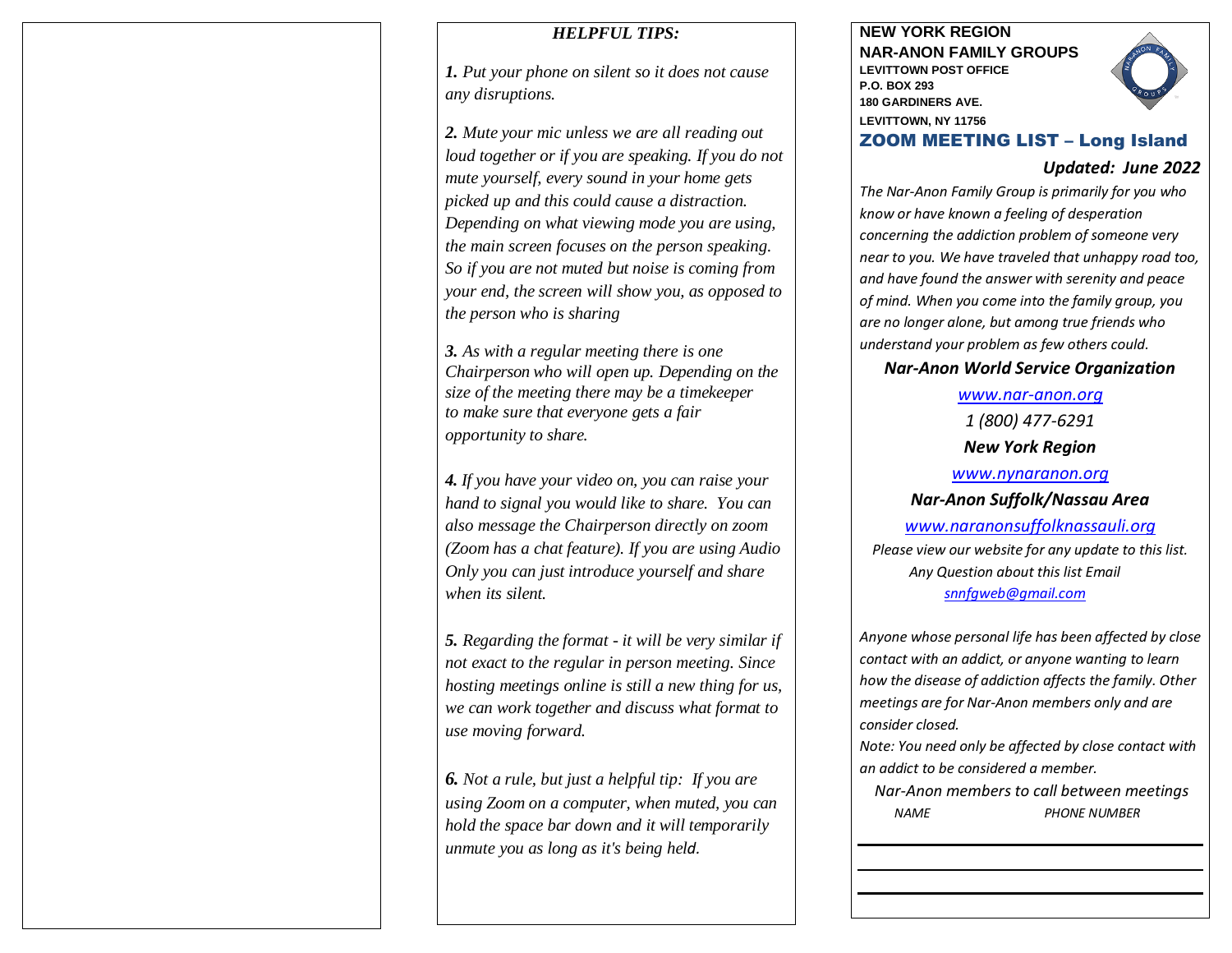## *HELPFUL TIPS:*

***1.*** *Put your phone on silent so it does not cause any disruptions.*

***2.*** *Mute your mic unless we are all reading out loud together or if you are speaking. If you do not mute yourself, every sound in your home gets picked up and this could cause a distraction. Depending on what viewing mode you are using, the main screen focuses on the person speaking. So if you are not muted but noise is coming from your end, the screen will show you, as opposed to the person who is sharing*

***3.*** *As with a regular meeting there is one Chairperson who will open up. Depending on the size of the meeting there may be a timekeeper to make sure that everyone gets a fair opportunity to share.*

***4.*** *If you have your video on, you can raise your hand to signal you would like to share. You can also message the Chairperson directly on zoom (Zoom has a chat feature). If you are using Audio Only you can just introduce yourself and share when its silent.*

***5.*** *Regarding the format - it will be very similar if not exact to the regular in person meeting. Since hosting meetings online is still a new thing for us, we can work together and discuss what format to use moving forward.*

***6.*** *Not a rule, but just a helpful tip: If you are using Zoom on a computer, when muted, you can hold the space bar down and it will temporarily unmute you as long as it's being held.*

**NEW YORK REGION**
**NAR-ANON FAMILY GROUPS**
**LEVITTOWN POST OFFICE**
**P.O. BOX 293**
**180 GARDINERS AVE.**
**LEVITTOWN, NY 11756**

## ZOOM MEETING LIST – Long Island

***Updated: June 2022***

*The Nar-Anon Family Group is primarily for you who know or have known a feeling of desperation concerning the addiction problem of someone very near to you. We have traveled that unhappy road too, and have found the answer with serenity and peace of mind. When you come into the family group, you are no longer alone, but among true friends who understand your problem as few others could.*

***Nar-Anon World Service Organization***

*www.nar-anon.org*

*1 (800) 477-6291*

***New York Region***

*www.nynaranon.org*

***Nar-Anon Suffolk/Nassau Area***

*www.naranonsuffolknassauli.org*

*Please view our website for any update to this list.*
*Any Question about this list Email*
*snnfgweb@gmail.com*

*Anyone whose personal life has been affected by close contact with an addict, or anyone wanting to learn how the disease of addiction affects the family. Other meetings are for Nar-Anon members only and are consider closed.*

*Note: You need only be affected by close contact with an addict to be considered a member.*

*Nar-Anon members to call between meetings*

| *NAME* | *PHONE NUMBER* |
| --- | --- |
| | |
| | |
| | |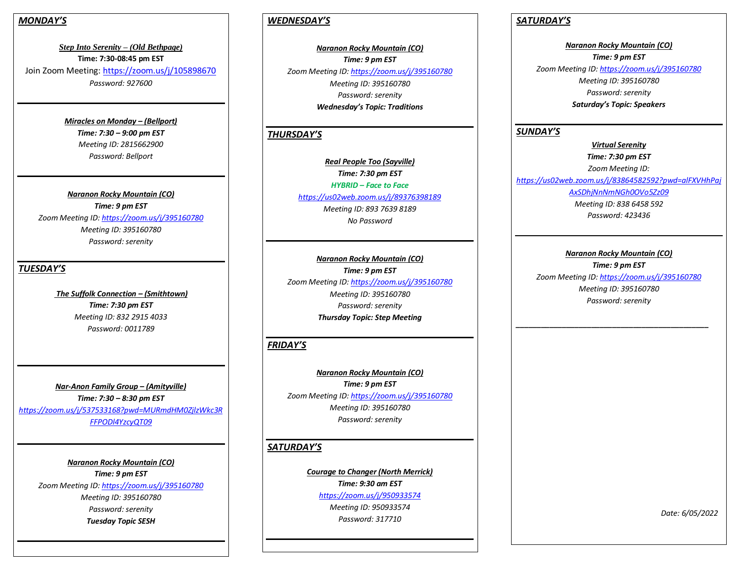## MONDAY'S

***Step Into Serenity – (Old Bethpage)***
**Time: 7:30-08:45 pm EST**
Join Zoom Meeting: https://zoom.us/j/105898670
*Password: 927600*

---

***Miracles on Monday – (Bellport)***
***Time: 7:30 – 9:00 pm EST***
*Meeting ID: 2815662900*
*Password: Bellport*

---

***Naranon Rocky Mountain (CO)***
***Time: 9 pm EST***
*Zoom Meeting ID: https://zoom.us/j/395160780*
*Meeting ID: 395160780*
*Password: serenity*

---

## TUESDAY'S

***The Suffolk Connection – (Smithtown)***
***Time: 7:30 pm EST***
*Meeting ID: 832 2915 4033*
*Password: 0011789*

---

***Nar-Anon Family Group – (Amityville)***
***Time: 7:30 – 8:30 pm EST***
*https://zoom.us/j/537533168?pwd=MURmdHM0ZjlzWkc3RFFPODl4YzcyQT09*

---

***Naranon Rocky Mountain (CO)***
***Time: 9 pm EST***
*Zoom Meeting ID: https://zoom.us/j/395160780*
*Meeting ID: 395160780*
*Password: serenity*
***Tuesday Topic SESH***

---

## WEDNESDAY'S

***Naranon Rocky Mountain (CO)***
***Time: 9 pm EST***
*Zoom Meeting ID: https://zoom.us/j/395160780*
*Meeting ID: 395160780*
*Password: serenity*
***Wednesday's Topic: Traditions***

---

## THURSDAY'S

***Real People Too (Sayville)***
***Time: 7:30 pm EST***
***HYBRID – Face to Face***
*https://us02web.zoom.us/j/89376398189*
*Meeting ID: 893 7639 8189*
*No Password*

---

***Naranon Rocky Mountain (CO)***
***Time: 9 pm EST***
*Zoom Meeting ID: https://zoom.us/j/395160780*
*Meeting ID: 395160780*
*Password: serenity*
***Thursday Topic: Step Meeting***

---

## FRIDAY'S

***Naranon Rocky Mountain (CO)***
***Time: 9 pm EST***
*Zoom Meeting ID: https://zoom.us/j/395160780*
*Meeting ID: 395160780*
*Password: serenity*

---

## SATURDAY'S

***Courage to Changer (North Merrick)***
***Time: 9:30 am EST***
*https://zoom.us/j/950933574*
*Meeting ID: 950933574*
*Password: 317710*

---

## SATURDAY'S

***Naranon Rocky Mountain (CO)***
***Time: 9 pm EST***
*Zoom Meeting ID: https://zoom.us/j/395160780*
*Meeting ID: 395160780*
*Password: serenity*
***Saturday's Topic: Speakers***

---

## SUNDAY'S

***Virtual Serenity***
***Time: 7:30 pm EST***
*Zoom Meeting ID:*
*https://us02web.zoom.us/j/83864582592?pwd=alFXVHhPajAxSDhjNnNmNGh0OVo5Zz09*
*Meeting ID: 838 6458 592*
*Password: 423436*

---

***Naranon Rocky Mountain (CO)***
***Time: 9 pm EST***
*Zoom Meeting ID: https://zoom.us/j/395160780*
*Meeting ID: 395160780*
*Password: serenity*

---

*Date: 6/05/2022*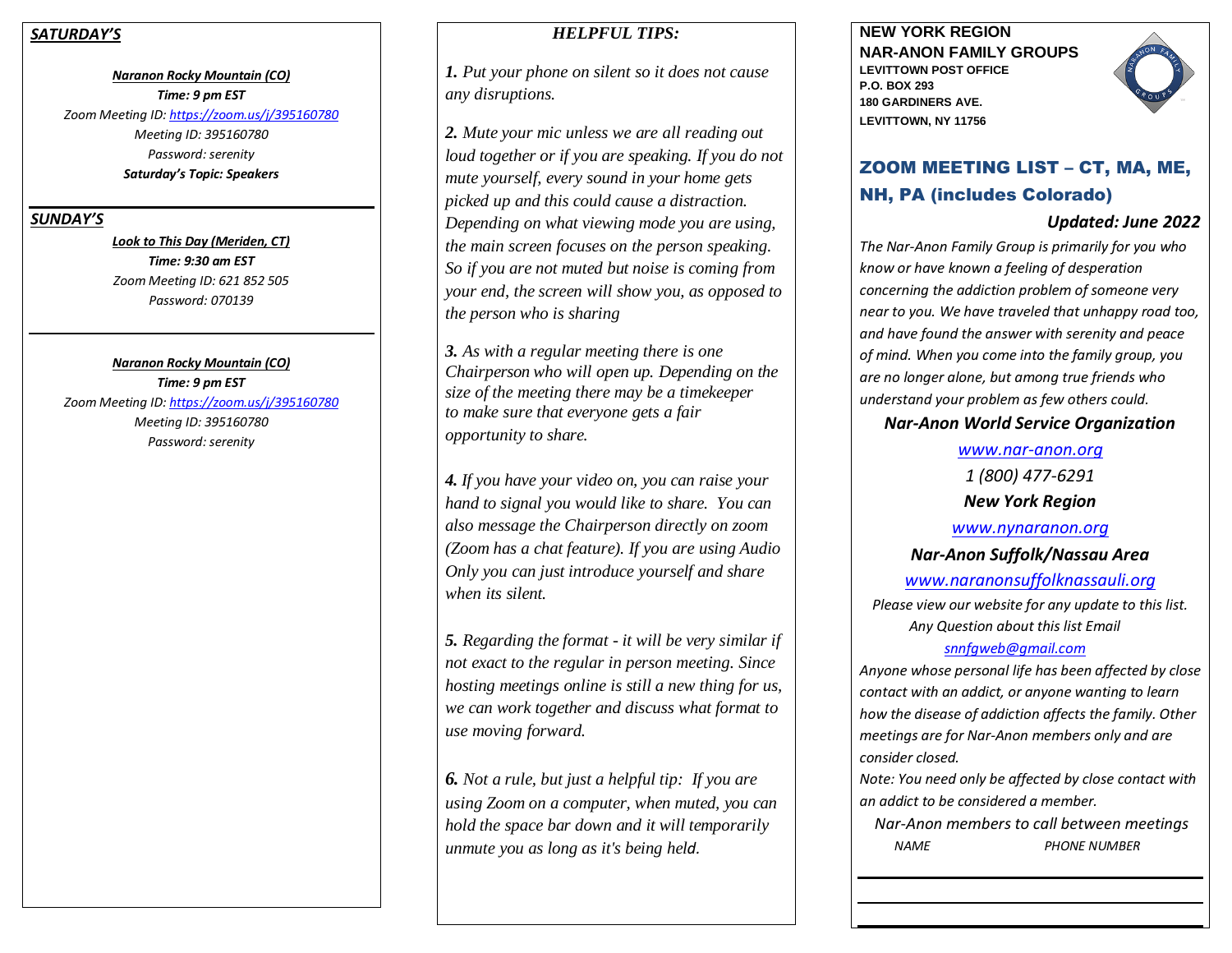***SATURDAY'S***

***Naranon Rocky Mountain (CO)***
***Time: 9 pm EST***
*Zoom Meeting ID: https://zoom.us/j/395160780*
*Meeting ID: 395160780*
*Password: serenity*
***Saturday's Topic: Speakers***

---

***SUNDAY'S***

***Look to This Day (Meriden, CT)***
***Time: 9:30 am EST***
*Zoom Meeting ID: 621 852 505*
*Password: 070139*

---

***Naranon Rocky Mountain (CO)***
***Time: 9 pm EST***
*Zoom Meeting ID: https://zoom.us/j/395160780*
*Meeting ID: 395160780*
*Password: serenity*

### *HELPFUL TIPS:*

***1.*** *Put your phone on silent so it does not cause any disruptions.*

***2.*** *Mute your mic unless we are all reading out loud together or if you are speaking. If you do not mute yourself, every sound in your home gets picked up and this could cause a distraction. Depending on what viewing mode you are using, the main screen focuses on the person speaking. So if you are not muted but noise is coming from your end, the screen will show you, as opposed to the person who is sharing*

***3.*** *As with a regular meeting there is one Chairperson who will open up. Depending on the size of the meeting there may be a timekeeper to make sure that everyone gets a fair opportunity to share.*

***4.*** *If you have your video on, you can raise your hand to signal you would like to share. You can also message the Chairperson directly on zoom (Zoom has a chat feature). If you are using Audio Only you can just introduce yourself and share when its silent.*

***5.*** *Regarding the format - it will be very similar if not exact to the regular in person meeting. Since hosting meetings online is still a new thing for us, we can work together and discuss what format to use moving forward.*

***6.*** *Not a rule, but just a helpful tip: If you are using Zoom on a computer, when muted, you can hold the space bar down and it will temporarily unmute you as long as it's being held.*

**NEW YORK REGION**
**NAR-ANON FAMILY GROUPS**
**LEVITTOWN POST OFFICE**
**P.O. BOX 293**
**180 GARDINERS AVE.**
**LEVITTOWN, NY 11756**

## ZOOM MEETING LIST – CT, MA, ME, NH, PA (includes Colorado)

***Updated: June 2022***

*The Nar-Anon Family Group is primarily for you who know or have known a feeling of desperation concerning the addiction problem of someone very near to you. We have traveled that unhappy road too, and have found the answer with serenity and peace of mind. When you come into the family group, you are no longer alone, but among true friends who understand your problem as few others could.*

***Nar-Anon World Service Organization***
*www.nar-anon.org*
*1 (800) 477-6291*

***New York Region***
*www.nynaranon.org*

***Nar-Anon Suffolk/Nassau Area***
*www.naranonsuffolknassauli.org*

*Please view our website for any update to this list.*
*Any Question about this list Email*
*snnfgweb@gmail.com*

*Anyone whose personal life has been affected by close contact with an addict, or anyone wanting to learn how the disease of addiction affects the family. Other meetings are for Nar-Anon members only and are consider closed.*

*Note: You need only be affected by close contact with an addict to be considered a member.*

*Nar-Anon members to call between meetings*

| *NAME* | *PHONE NUMBER* |
|---|---|
| | |
| | |
| | |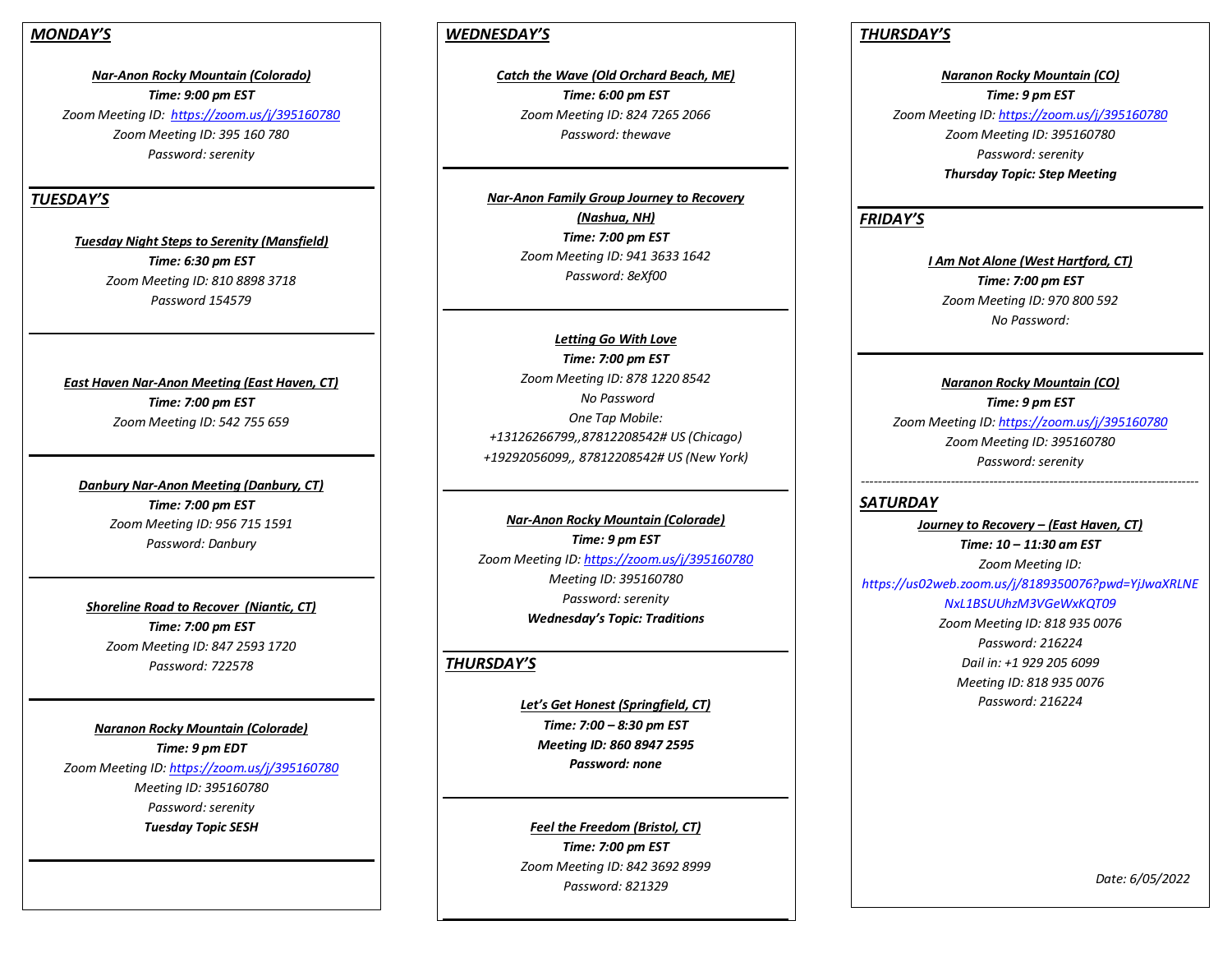## *MONDAY'S*

***Nar-Anon Rocky Mountain (Colorado)***
***Time: 9:00 pm EST***
*Zoom Meeting ID: https://zoom.us/j/395160780*
*Zoom Meeting ID: 395 160 780*
*Password: serenity*

## *TUESDAY'S*

***Tuesday Night Steps to Serenity (Mansfield)***
***Time: 6:30 pm EST***
*Zoom Meeting ID: 810 8898 3718*
*Password 154579*

---

***East Haven Nar-Anon Meeting (East Haven, CT)***
***Time: 7:00 pm EST***
*Zoom Meeting ID: 542 755 659*

---

***Danbury Nar-Anon Meeting (Danbury, CT)***
***Time: 7:00 pm EST***
*Zoom Meeting ID: 956 715 1591*
*Password: Danbury*

---

***Shoreline Road to Recover (Niantic, CT)***
***Time: 7:00 pm EST***
*Zoom Meeting ID: 847 2593 1720*
*Password: 722578*

---

***Naranon Rocky Mountain (Colorade)***
***Time: 9 pm EDT***
*Zoom Meeting ID: https://zoom.us/j/395160780*
*Meeting ID: 395160780*
*Password: serenity*
***Tuesday Topic SESH***

## *WEDNESDAY'S*

***Catch the Wave (Old Orchard Beach, ME)***
***Time: 6:00 pm EST***
*Zoom Meeting ID: 824 7265 2066*
*Password: thewave*

---

***Nar-Anon Family Group Journey to Recovery (Nashua, NH)***
***Time: 7:00 pm EST***
*Zoom Meeting ID: 941 3633 1642*
*Password: 8eXf00*

---

***Letting Go With Love***
***Time: 7:00 pm EST***
*Zoom Meeting ID: 878 1220 8542*
*No Password*
*One Tap Mobile:*
*+13126266799,,87812208542# US (Chicago)*
*+19292056099,, 87812208542# US (New York)*

---

***Nar-Anon Rocky Mountain (Colorade)***
***Time: 9 pm EST***
*Zoom Meeting ID: https://zoom.us/j/395160780*
*Meeting ID: 395160780*
*Password: serenity*
***Wednesday's Topic: Traditions***

## *THURSDAY'S*

***Let's Get Honest (Springfield, CT)***
***Time: 7:00 – 8:30 pm EST***
***Meeting ID: 860 8947 2595***
***Password: none***

---

***Feel the Freedom (Bristol, CT)***
***Time: 7:00 pm EST***
*Zoom Meeting ID: 842 3692 8999*
*Password: 821329*

## *THURSDAY'S*

***Naranon Rocky Mountain (CO)***
***Time: 9 pm EST***
*Zoom Meeting ID: https://zoom.us/j/395160780*
*Zoom Meeting ID: 395160780*
*Password: serenity*
***Thursday Topic: Step Meeting***

## *FRIDAY'S*

***I Am Not Alone (West Hartford, CT)***
***Time: 7:00 pm EST***
*Zoom Meeting ID: 970 800 592*
*No Password:*

---

***Naranon Rocky Mountain (CO)***
***Time: 9 pm EST***
*Zoom Meeting ID: https://zoom.us/j/395160780*
*Zoom Meeting ID: 395160780*
*Password: serenity*

## *SATURDAY*

***Journey to Recovery – (East Haven, CT)***
***Time: 10 – 11:30 am EST***
*Zoom Meeting ID:*
*https://us02web.zoom.us/j/8189350076?pwd=YjJwaXRLNENxL1BSUUhzM3VGeWxKQT09*
*Zoom Meeting ID: 818 935 0076*
*Password: 216224*
*Dail in: +1 929 205 6099*
*Meeting ID: 818 935 0076*
*Password: 216224*

*Date: 6/05/2022*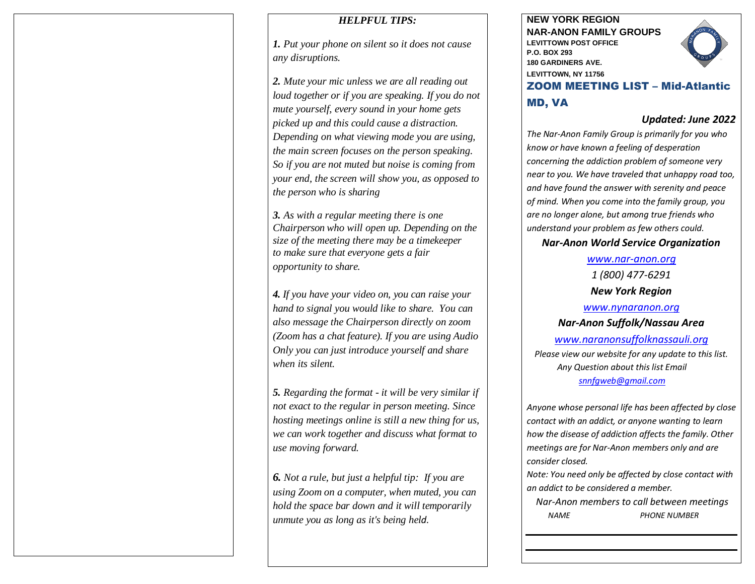*HELPFUL TIPS:*

***1.*** *Put your phone on silent so it does not cause any disruptions.*

***2.*** *Mute your mic unless we are all reading out loud together or if you are speaking. If you do not mute yourself, every sound in your home gets picked up and this could cause a distraction. Depending on what viewing mode you are using, the main screen focuses on the person speaking. So if you are not muted but noise is coming from your end, the screen will show you, as opposed to the person who is sharing*

***3.*** *As with a regular meeting there is one Chairperson who will open up. Depending on the size of the meeting there may be a timekeeper to make sure that everyone gets a fair opportunity to share.*

***4.*** *If you have your video on, you can raise your hand to signal you would like to share. You can also message the Chairperson directly on zoom (Zoom has a chat feature). If you are using Audio Only you can just introduce yourself and share when its silent.*

***5.*** *Regarding the format - it will be very similar if not exact to the regular in person meeting. Since hosting meetings online is still a new thing for us, we can work together and discuss what format to use moving forward.*

***6.*** *Not a rule, but just a helpful tip: If you are using Zoom on a computer, when muted, you can hold the space bar down and it will temporarily unmute you as long as it's being held.*

**NEW YORK REGION**
**NAR-ANON FAMILY GROUPS**
**LEVITTOWN POST OFFICE**
**P.O. BOX 293**
**180 GARDINERS AVE.**
**LEVITTOWN, NY 11756**

## ZOOM MEETING LIST – Mid-Atlantic MD, VA

***Updated: June 2022***

*The Nar-Anon Family Group is primarily for you who know or have known a feeling of desperation concerning the addiction problem of someone very near to you. We have traveled that unhappy road too, and have found the answer with serenity and peace of mind. When you come into the family group, you are no longer alone, but among true friends who understand your problem as few others could.*

***Nar-Anon World Service Organization***

*www.nar-anon.org*

*1 (800) 477-6291*

***New York Region***

*www.nynaranon.org*

***Nar-Anon Suffolk/Nassau Area***

*www.naranonsuffolknassauli.org*

*Please view our website for any update to this list.*
*Any Question about this list Email*
*snnfgweb@gmail.com*

*Anyone whose personal life has been affected by close contact with an addict, or anyone wanting to learn how the disease of addiction affects the family. Other meetings are for Nar-Anon members only and are consider closed.*

*Note: You need only be affected by close contact with an addict to be considered a member.*

*Nar-Anon members to call between meetings*

| *NAME* | *PHONE NUMBER* |
| --- | --- |
| | |
| | |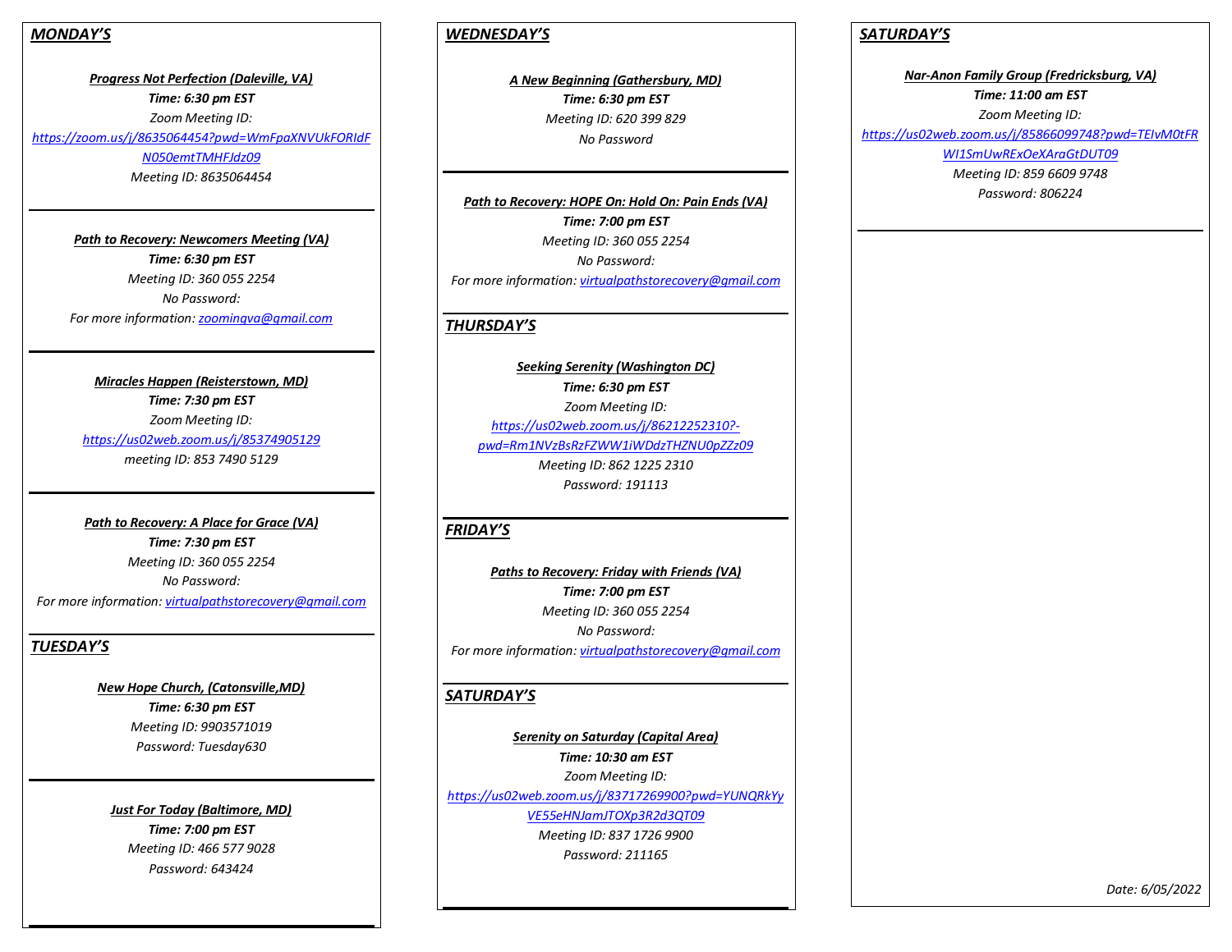## *MONDAY'S*

***Progress Not Perfection (Daleville, VA)***

***Time: 6:30 pm EST***

*Zoom Meeting ID:*

*https://zoom.us/j/8635064454?pwd=WmFpaXNVUkFORldFN050emtTMHFJdz09*

*Meeting ID: 8635064454*

---

***Path to Recovery: Newcomers Meeting (VA)***

***Time: 6:30 pm EST***

*Meeting ID: 360 055 2254*

*No Password:*

*For more information: zoomingva@gmail.com*

---

***Miracles Happen (Reisterstown, MD)***

***Time: 7:30 pm EST***

*Zoom Meeting ID:*

*https://us02web.zoom.us/j/85374905129*

*meeting ID: 853 7490 5129*

---

***Path to Recovery: A Place for Grace (VA)***

***Time: 7:30 pm EST***

*Meeting ID: 360 055 2254*

*No Password:*

*For more information: virtualpathstorecovery@gmail.com*

---

## *TUESDAY'S*

***New Hope Church, (Catonsville,MD)***

***Time: 6:30 pm EST***

*Meeting ID: 9903571019*

*Password: Tuesday630*

---

***Just For Today (Baltimore, MD)***

***Time: 7:00 pm EST***

*Meeting ID: 466 577 9028*

*Password: 643424*

---

## *WEDNESDAY'S*

***A New Beginning (Gathersbury, MD)***

***Time: 6:30 pm EST***

*Meeting ID: 620 399 829*

*No Password*

---

***Path to Recovery: HOPE On: Hold On: Pain Ends (VA)***

***Time: 7:00 pm EST***

*Meeting ID: 360 055 2254*

*No Password:*

*For more information: virtualpathstorecovery@gmail.com*

---

## *THURSDAY'S*

***Seeking Serenity (Washington DC)***

***Time: 6:30 pm EST***

*Zoom Meeting ID:*

*https://us02web.zoom.us/j/86212252310?-pwd=Rm1NVzBsRzFZWW1iWDdzTHZNU0pZZz09*

*Meeting ID: 862 1225 2310*

*Password: 191113*

---

## *FRIDAY'S*

***Paths to Recovery: Friday with Friends (VA)***

***Time: 7:00 pm EST***

*Meeting ID: 360 055 2254*

*No Password:*

*For more information: virtualpathstorecovery@gmail.com*

---

## *SATURDAY'S*

***Serenity on Saturday (Capital Area)***

***Time: 10:30 am EST***

*Zoom Meeting ID:*

*https://us02web.zoom.us/j/83717269900?pwd=YUNQRkYyVE55eHNJamJTOXp3R2d3QT09*

*Meeting ID: 837 1726 9900*

*Password: 211165*

---

## *SATURDAY'S*

***Nar-Anon Family Group (Fredricksburg, VA)***

***Time: 11:00 am EST***

*Zoom Meeting ID:*

*https://us02web.zoom.us/j/85866099748?pwd=TElvM0tFRWI1SmUwRExOeXAraGtDUT09*

*Meeting ID: 859 6609 9748*

*Password: 806224*

---

*Date: 6/05/2022*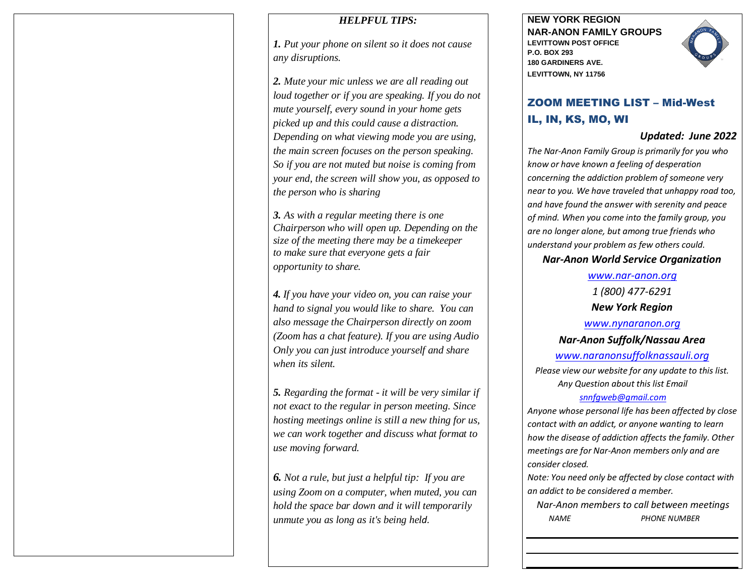## *HELPFUL TIPS:*

***1.*** *Put your phone on silent so it does not cause any disruptions.*

***2.*** *Mute your mic unless we are all reading out loud together or if you are speaking. If you do not mute yourself, every sound in your home gets picked up and this could cause a distraction. Depending on what viewing mode you are using, the main screen focuses on the person speaking. So if you are not muted but noise is coming from your end, the screen will show you, as opposed to the person who is sharing*

***3.*** *As with a regular meeting there is one Chairperson who will open up. Depending on the size of the meeting there may be a timekeeper to make sure that everyone gets a fair opportunity to share.*

***4.*** *If you have your video on, you can raise your hand to signal you would like to share. You can also message the Chairperson directly on zoom (Zoom has a chat feature). If you are using Audio Only you can just introduce yourself and share when its silent.*

***5.*** *Regarding the format - it will be very similar if not exact to the regular in person meeting. Since hosting meetings online is still a new thing for us, we can work together and discuss what format to use moving forward.*

***6.*** *Not a rule, but just a helpful tip: If you are using Zoom on a computer, when muted, you can hold the space bar down and it will temporarily unmute you as long as it's being held.*

**NEW YORK REGION**
**NAR-ANON FAMILY GROUPS**
**LEVITTOWN POST OFFICE**
**P.O. BOX 293**
**180 GARDINERS AVE.**
**LEVITTOWN, NY 11756**

## ZOOM MEETING LIST – Mid-West IL, IN, KS, MO, WI

***Updated: June 2022***

*The Nar-Anon Family Group is primarily for you who know or have known a feeling of desperation concerning the addiction problem of someone very near to you. We have traveled that unhappy road too, and have found the answer with serenity and peace of mind. When you come into the family group, you are no longer alone, but among true friends who understand your problem as few others could.*

***Nar-Anon World Service Organization***

*www.nar-anon.org*

*1 (800) 477-6291*

***New York Region***

*www.nynaranon.org*

***Nar-Anon Suffolk/Nassau Area***

*www.naranonsuffolknassauli.org*

*Please view our website for any update to this list.*
*Any Question about this list Email*
*snnfgweb@gmail.com*

*Anyone whose personal life has been affected by close contact with an addict, or anyone wanting to learn how the disease of addiction affects the family. Other meetings are for Nar-Anon members only and are consider closed.*

*Note: You need only be affected by close contact with an addict to be considered a member.*

*Nar-Anon members to call between meetings*

| *NAME* | *PHONE NUMBER* |
| --- | --- |
| | |
| | |
| | |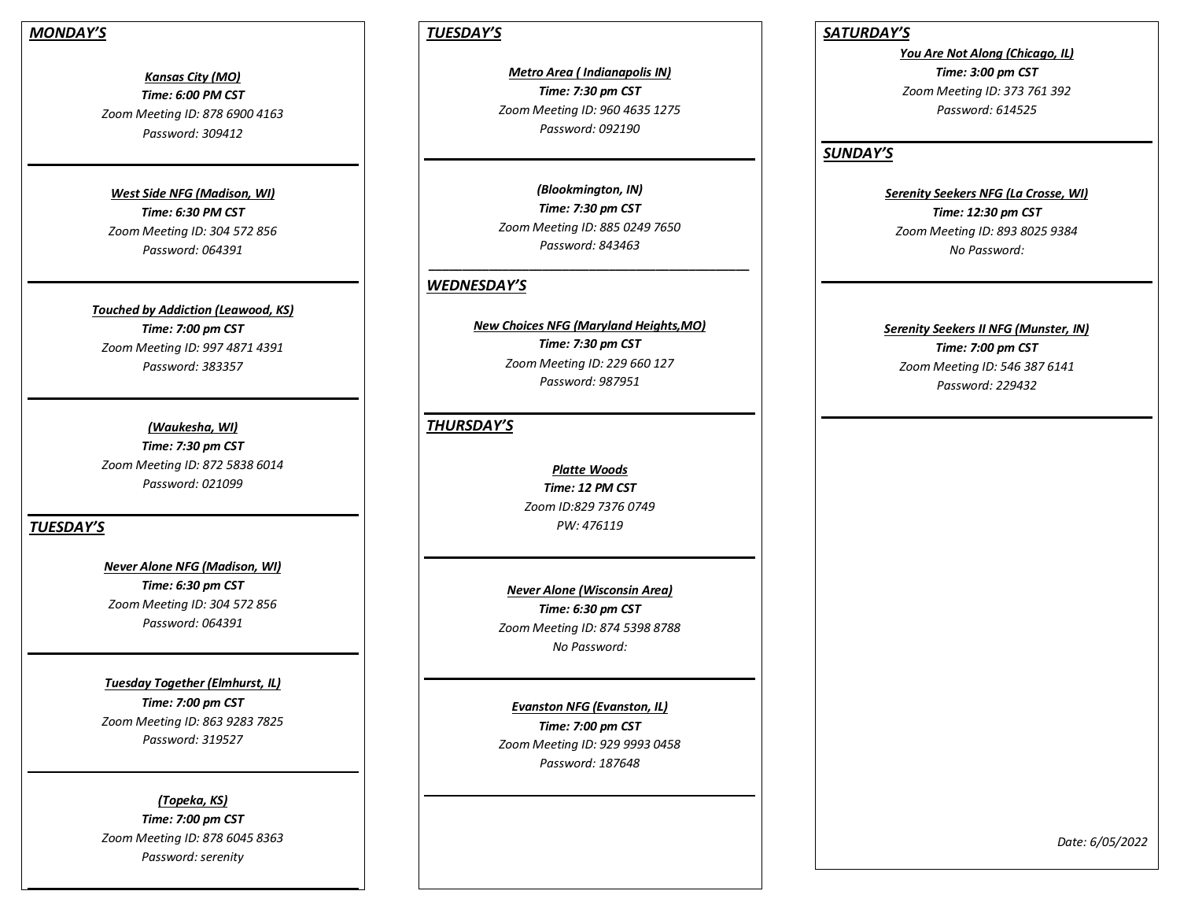## *MONDAY'S*

***Kansas City (MO)***
***Time: 6:00 PM CST***
*Zoom Meeting ID: 878 6900 4163*
*Password: 309412*

---

***West Side NFG (Madison, WI)***
***Time: 6:30 PM CST***
*Zoom Meeting ID: 304 572 856*
*Password: 064391*

---

***Touched by Addiction (Leawood, KS)***
***Time: 7:00 pm CST***
*Zoom Meeting ID: 997 4871 4391*
*Password: 383357*

---

***(Waukesha, WI)***
***Time: 7:30 pm CST***
*Zoom Meeting ID: 872 5838 6014*
*Password: 021099*

---

## *TUESDAY'S*

***Never Alone NFG (Madison, WI)***
***Time: 6:30 pm CST***
*Zoom Meeting ID: 304 572 856*
*Password: 064391*

---

***Tuesday Together (Elmhurst, IL)***
***Time: 7:00 pm CST***
*Zoom Meeting ID: 863 9283 7825*
*Password: 319527*

---

***(Topeka, KS)***
***Time: 7:00 pm CST***
*Zoom Meeting ID: 878 6045 8363*
*Password: serenity*

---

## *TUESDAY'S*

***Metro Area ( Indianapolis IN)***
***Time: 7:30 pm CST***
*Zoom Meeting ID: 960 4635 1275*
*Password: 092190*

---

***(Blookmington, IN)***
***Time: 7:30 pm CST***
*Zoom Meeting ID: 885 0249 7650*
*Password: 843463*

---

## *WEDNESDAY'S*

***New Choices NFG (Maryland Heights,MO)***
***Time: 7:30 pm CST***
*Zoom Meeting ID: 229 660 127*
*Password: 987951*

---

## *THURSDAY'S*

***Platte Woods***
***Time: 12 PM CST***
*Zoom ID:829 7376 0749*
*PW: 476119*

---

***Never Alone (Wisconsin Area)***
***Time: 6:30 pm CST***
*Zoom Meeting ID: 874 5398 8788*
*No Password:*

---

***Evanston NFG (Evanston, IL)***
***Time: 7:00 pm CST***
*Zoom Meeting ID: 929 9993 0458*
*Password: 187648*

---

## *SATURDAY'S*

***You Are Not Along (Chicago, IL)***
***Time: 3:00 pm CST***
*Zoom Meeting ID: 373 761 392*
*Password: 614525*

---

## *SUNDAY'S*

***Serenity Seekers NFG (La Crosse, WI)***
***Time: 12:30 pm CST***
*Zoom Meeting ID: 893 8025 9384*
*No Password:*

---

***Serenity Seekers II NFG (Munster, IN)***
***Time: 7:00 pm CST***
*Zoom Meeting ID: 546 387 6141*
*Password: 229432*

---

*Date: 6/05/2022*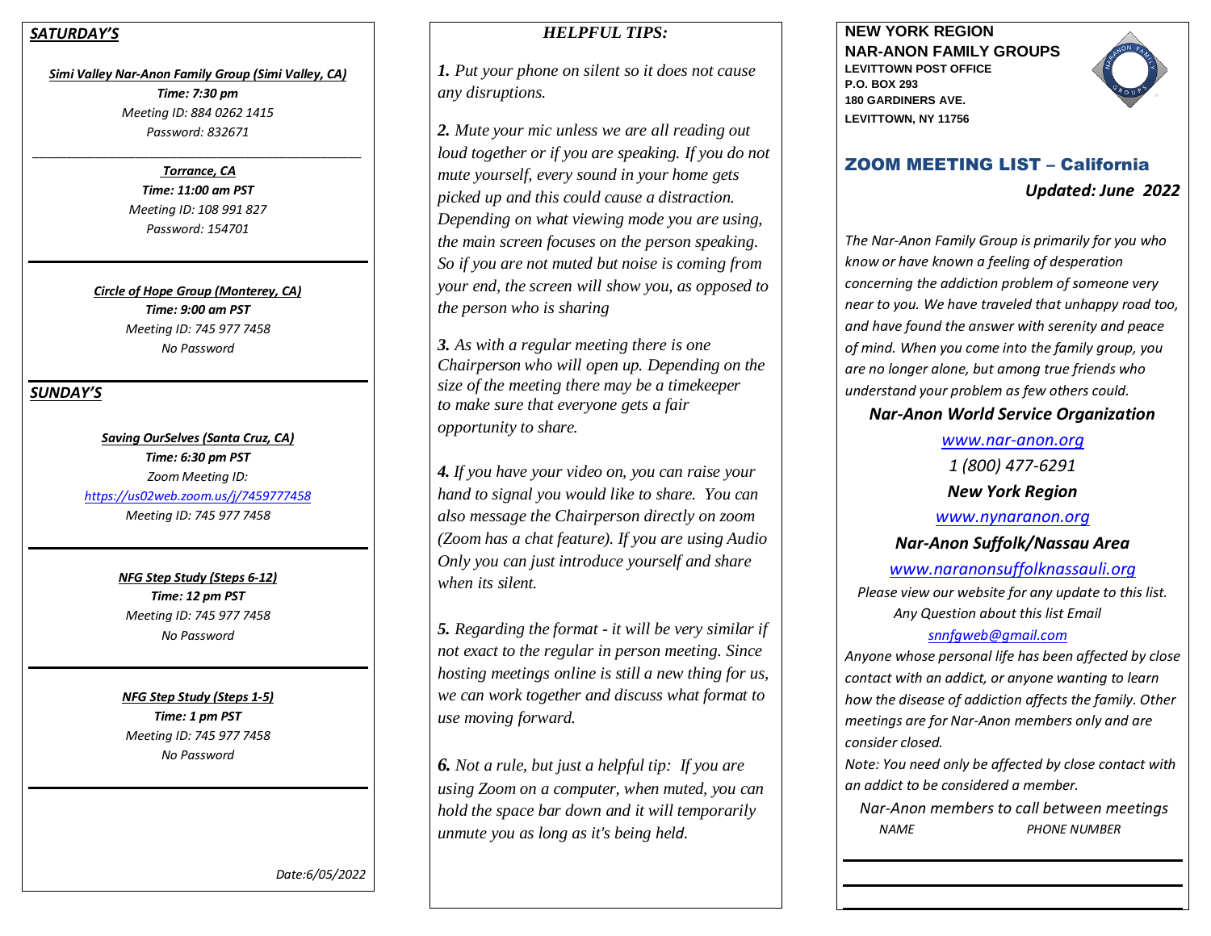## *SATURDAY'S*

***Simi Valley Nar-Anon Family Group (Simi Valley, CA)***

***Time: 7:30 pm***

*Meeting ID: 884 0262 1415*

*Password: 832671*

---

***Torrance, CA***

***Time: 11:00 am PST***

*Meeting ID: 108 991 827*

*Password: 154701*

---

***Circle of Hope Group (Monterey, CA)***

***Time: 9:00 am PST***

*Meeting ID: 745 977 7458*

*No Password*

---

## *SUNDAY'S*

***Saving OurSelves (Santa Cruz, CA)***

***Time: 6:30 pm PST***

*Zoom Meeting ID:*

*https://us02web.zoom.us/j/7459777458*

*Meeting ID: 745 977 7458*

---

***NFG Step Study (Steps 6-12)***

***Time: 12 pm PST***

*Meeting ID: 745 977 7458*

*No Password*

---

***NFG Step Study (Steps 1-5)***

***Time: 1 pm PST***

*Meeting ID: 745 977 7458*

*No Password*

---

*Date:6/05/2022*

## *HELPFUL TIPS:*

***1.*** *Put your phone on silent so it does not cause any disruptions.*

***2.*** *Mute your mic unless we are all reading out loud together or if you are speaking. If you do not mute yourself, every sound in your home gets picked up and this could cause a distraction. Depending on what viewing mode you are using, the main screen focuses on the person speaking. So if you are not muted but noise is coming from your end, the screen will show you, as opposed to the person who is sharing*

***3.*** *As with a regular meeting there is one Chairperson who will open up. Depending on the size of the meeting there may be a timekeeper to make sure that everyone gets a fair opportunity to share.*

***4.*** *If you have your video on, you can raise your hand to signal you would like to share. You can also message the Chairperson directly on zoom (Zoom has a chat feature). If you are using Audio Only you can just introduce yourself and share when its silent.*

***5.*** *Regarding the format - it will be very similar if not exact to the regular in person meeting. Since hosting meetings online is still a new thing for us, we can work together and discuss what format to use moving forward.*

***6.*** *Not a rule, but just a helpful tip: If you are using Zoom on a computer, when muted, you can hold the space bar down and it will temporarily unmute you as long as it's being held.*

**NEW YORK REGION**
**NAR-ANON FAMILY GROUPS**
**LEVITTOWN POST OFFICE**
**P.O. BOX 293**
**180 GARDINERS AVE.**
**LEVITTOWN, NY 11756**

## ZOOM MEETING LIST – California

***Updated: June 2022***

*The Nar-Anon Family Group is primarily for you who know or have known a feeling of desperation concerning the addiction problem of someone very near to you. We have traveled that unhappy road too, and have found the answer with serenity and peace of mind. When you come into the family group, you are no longer alone, but among true friends who understand your problem as few others could.*

***Nar-Anon World Service Organization***

*www.nar-anon.org*

*1 (800) 477-6291*

***New York Region***

*www.nynaranon.org*

***Nar-Anon Suffolk/Nassau Area***

*www.naranonsuffolknassauli.org*

*Please view our website for any update to this list. Any Question about this list Email*

*snnfgweb@gmail.com*

*Anyone whose personal life has been affected by close contact with an addict, or anyone wanting to learn how the disease of addiction affects the family. Other meetings are for Nar-Anon members only and are consider closed.*

*Note: You need only be affected by close contact with an addict to be considered a member.*

*Nar-Anon members to call between meetings*

| *NAME* | *PHONE NUMBER* |
| --- | --- |
| | |
| | |
| | |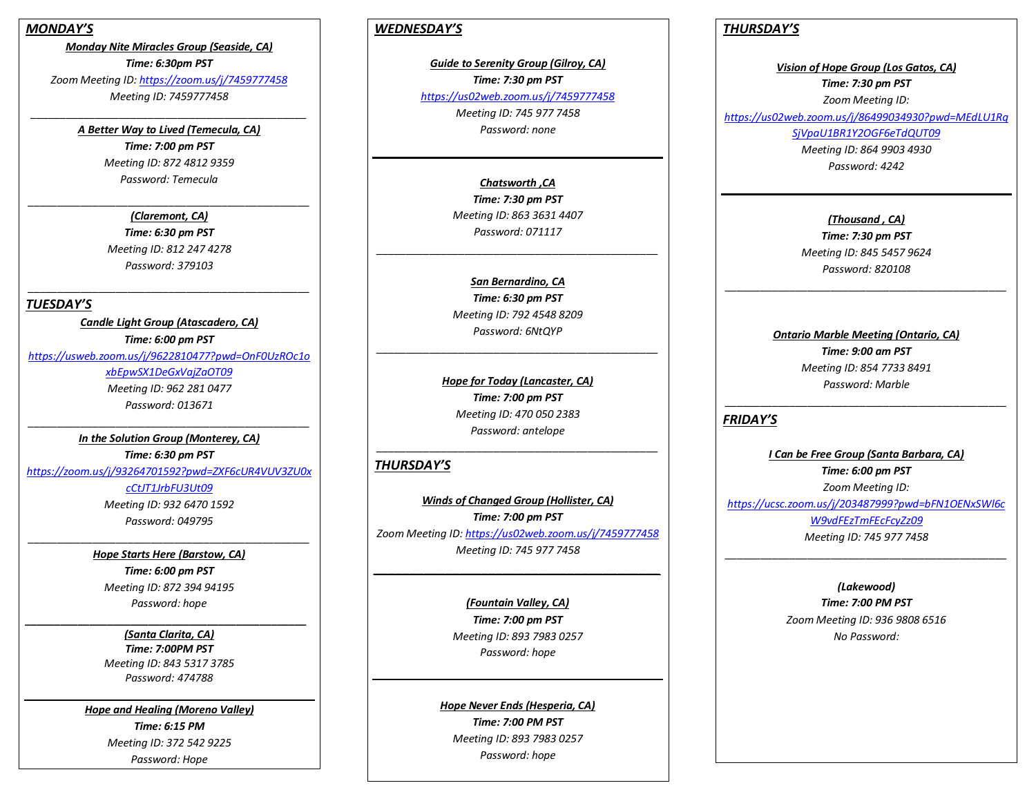## *MONDAY'S*

***Monday Nite Miracles Group (Seaside, CA)***

***Time: 6:30pm PST***

*Zoom Meeting ID: https://zoom.us/j/7459777458*

*Meeting ID: 7459777458*

---

***A Better Way to Lived (Temecula, CA)***

***Time: 7:00 pm PST***

*Meeting ID: 872 4812 9359*

*Password: Temecula*

---

***(Claremont, CA)***

***Time: 6:30 pm PST***

*Meeting ID: 812 247 4278*

*Password: 379103*

---

## *TUESDAY'S*

***Candle Light Group (Atascadero, CA)***

***Time: 6:00 pm PST***

*https://usweb.zoom.us/j/9622810477?pwd=OnF0UzROc1oxbEpwSX1DeGxVajZaOT09*

*Meeting ID: 962 281 0477*

*Password: 013671*

---

***In the Solution Group (Monterey, CA)***

***Time: 6:30 pm PST***

*https://zoom.us/j/93264701592?pwd=ZXF6cUR4VUV3ZU0xcCtJT1JrbFU3Ut09*

*Meeting ID: 932 6470 1592*

*Password: 049795*

---

***Hope Starts Here (Barstow, CA)***

***Time: 6:00 pm PST***

*Meeting ID: 872 394 94195*

*Password: hope*

---

***(Santa Clarita, CA)***

***Time: 7:00PM PST***

*Meeting ID: 843 5317 3785*

*Password: 474788*

---

***Hope and Healing (Moreno Valley)***

***Time: 6:15 PM***

*Meeting ID: 372 542 9225*

*Password: Hope*

## *WEDNESDAY'S*

***Guide to Serenity Group (Gilroy, CA)***

***Time: 7:30 pm PST***

*https://us02web.zoom.us/j/7459777458*

*Meeting ID: 745 977 7458*

*Password: none*

---

***Chatsworth ,CA***

***Time: 7:30 pm PST***

*Meeting ID: 863 3631 4407*

*Password: 071117*

---

***San Bernardino, CA***

***Time: 6:30 pm PST***

*Meeting ID: 792 4548 8209*

*Password: 6NtQYP*

---

***Hope for Today (Lancaster, CA)***

***Time: 7:00 pm PST***

*Meeting ID: 470 050 2383*

*Password: antelope*

---

## *THURSDAY'S*

***Winds of Changed Group (Hollister, CA)***

***Time: 7:00 pm PST***

*Zoom Meeting ID: https://us02web.zoom.us/j/7459777458*

*Meeting ID: 745 977 7458*

---

***(Fountain Valley, CA)***

***Time: 7:00 pm PST***

*Meeting ID: 893 7983 0257*

*Password: hope*

---

***Hope Never Ends (Hesperia, CA)***

***Time: 7:00 PM PST***

*Meeting ID: 893 7983 0257*

*Password: hope*

## *THURSDAY'S*

***Vision of Hope Group (Los Gatos, CA)***

***Time: 7:30 pm PST***

*Zoom Meeting ID:*

*https://us02web.zoom.us/j/86499034930?pwd=MEdLU1RqSjVpaU1BR1Y2OGF6eTdQUT09*

*Meeting ID: 864 9903 4930*

*Password: 4242*

---

***(Thousand , CA)***

***Time: 7:30 pm PST***

*Meeting ID: 845 5457 9624*

*Password: 820108*

---

***Ontario Marble Meeting (Ontario, CA)***

***Time: 9:00 am PST***

*Meeting ID: 854 7733 8491*

*Password: Marble*

---

## *FRIDAY'S*

***I Can be Free Group (Santa Barbara, CA)***

***Time: 6:00 pm PST***

*Zoom Meeting ID:*

*https://ucsc.zoom.us/j/203487999?pwd=bFN1OENxSWl6cW9vdFEzTmFEcFcyZz09*

*Meeting ID: 745 977 7458*

---

***(Lakewood)***

***Time: 7:00 PM PST***

*Zoom Meeting ID: 936 9808 6516*

*No Password:*